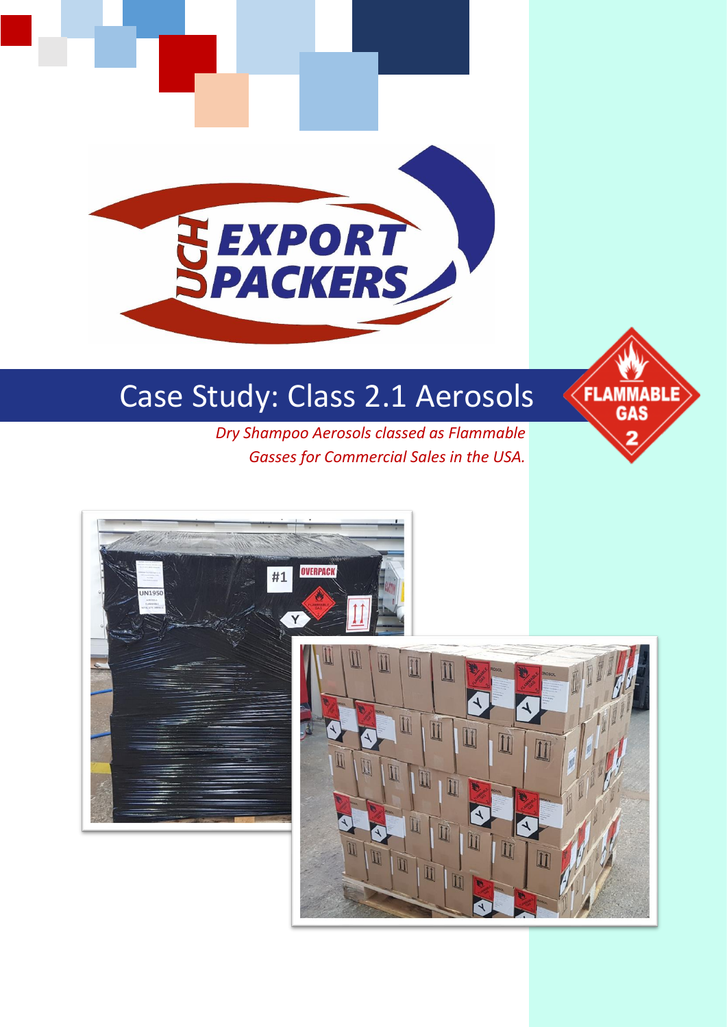# Case Study: Class 2.1 Aerosols

*Dry Shampoo Aerosols classed as Flammable Gasses for Commercial Sales in the USA.*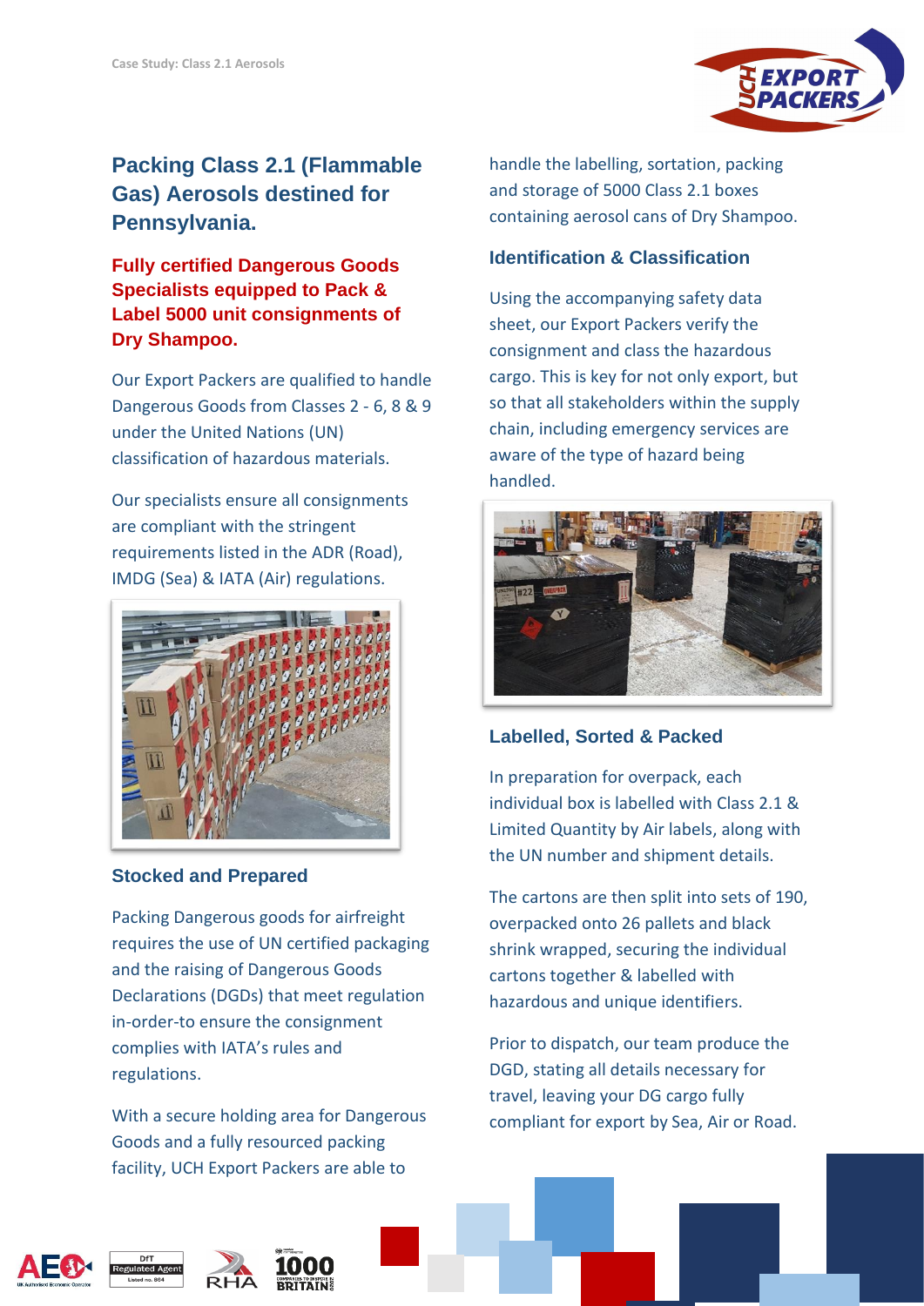# Packing Class 2.1 (Flammable Gas) Aerosols destined for Pennsylvania.

**Fully certified Dangerous Goods Specialists equipped to Pack & Label 5000 unit consignments of Dry Shampoo.**

Our Export Packers are qualified to handle Dangerous Goods from Classes 2 - 6, 8 & 9 under the United Nations (UN) classification of hazardous materials.

Our specialists ensure all consignments are compliant with the stringent requirements listed in the ADR (Road), IMDG (Sea) & IATA (Air) regulations.

## Stocked and Prepared

Packing Dangerous goods for airfreight requires the use of UN certified packaging and the raising of Dangerous Goods Declarations (DGDs) that meet regulation in-order-to ensure the consignment complies with IATA's rules and regulations.

With a secure holding area for Dangerous Goods and a fully resourced packing facility, UCH Export Packers are able to handle the labelling, sortation, packing and storage of 5000 Class 2.1 boxes containing aerosol cans of Dry Shampoo.

## Identification & Classification

Using the accompanying safety data sheet, our Export Packers verify the consignment and class the hazardous cargo. This is key for not only export, but so that all stakeholders within the supply chain, including emergency services are aware of the type of hazard being handled.

## Labelled, Sorted & Packed

In preparation for overpack, each individual box is labelled with Class 2.1 & Limited Quantity by Air labels, along with the UN number and shipment details.

The cartons are then split into sets of 190, overpacked onto 26 pallets and black shrink wrapped, securing the individual cartons together & labelled with hazardous and unique identifiers.

Prior to dispatch, our team produce the DGD, stating all details necessary for travel, leaving your DG cargo fully compliant for export by Sea, Air or Road.